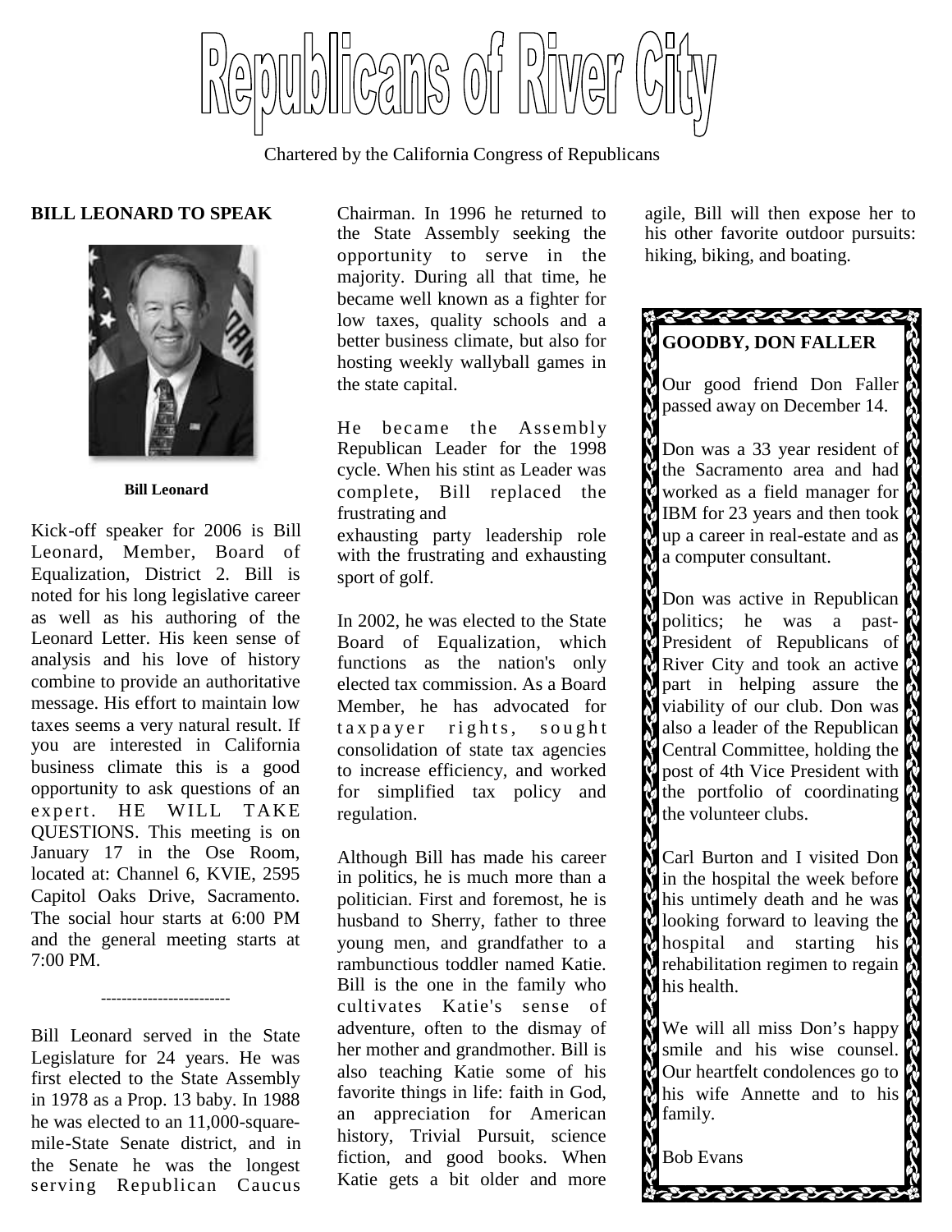# Republicans of River City

Chartered by the California Congress of Republicans

## BILL LEONARD TO SPEAK

**Bill Leonard**

Kick-off speaker for 2006 is Bill Leonard, Member, Board of Equalization, District 2. Bill is noted for his long legislative career as well as his authoring of the Leonard Letter. His keen sense of analysis and his love of history combine to provide an authoritative message. His effort to maintain low taxes seems a very natural result. If you are interested in California business climate this is a good opportunity to ask questions of an expert. HE WILL TAKE QUESTIONS. This meeting is on January 17 in the Ose Room, located at: Channel 6, KVIE, 2595 Capitol Oaks Drive, Sacramento. The social hour starts at 6:00 PM and the general meeting starts at 7:00 PM.

-------------------------

Bill Leonard served in the State Legislature for 24 years. He was first elected to the State Assembly in 1978 as a Prop. 13 baby. In 1988 he was elected to an 11,000-square-mile-State Senate district, and in the Senate he was the longest serving Republican Caucus Chairman. In 1996 he returned to the State Assembly seeking the opportunity to serve in the majority. During all that time, he became well known as a fighter for low taxes, quality schools and a better business climate, but also for hosting weekly wallyball games in the state capital.

He became the Assembly Republican Leader for the 1998 cycle. When his stint as Leader was complete, Bill replaced the frustrating and exhausting party leadership role with the frustrating and exhausting sport of golf.

In 2002, he was elected to the State Board of Equalization, which functions as the nation's only elected tax commission. As a Board Member, he has advocated for taxpayer rights, sought consolidation of state tax agencies to increase efficiency, and worked for simplified tax policy and regulation.

Although Bill has made his career in politics, he is much more than a politician. First and foremost, he is husband to Sherry, father to three young men, and grandfather to a rambunctious toddler named Katie. Bill is the one in the family who cultivates Katie's sense of adventure, often to the dismay of her mother and grandmother. Bill is also teaching Katie some of his favorite things in life: faith in God, an appreciation for American history, Trivial Pursuit, science fiction, and good books. When Katie gets a bit older and more agile, Bill will then expose her to his other favorite outdoor pursuits: hiking, biking, and boating.

## GOODBY, DON FALLER

Our good friend Don Faller passed away on December 14.

Don was a 33 year resident of the Sacramento area and had worked as a field manager for IBM for 23 years and then took up a career in real-estate and as a computer consultant.

Don was active in Republican politics; he was a past-President of Republicans of River City and took an active part in helping assure the viability of our club. Don was also a leader of the Republican Central Committee, holding the post of 4th Vice President with the portfolio of coordinating the volunteer clubs.

Carl Burton and I visited Don in the hospital the week before his untimely death and he was looking forward to leaving the hospital and starting his rehabilitation regimen to regain his health.

We will all miss Don's happy smile and his wise counsel. Our heartfelt condolences go to his wife Annette and to his family.

Bob Evans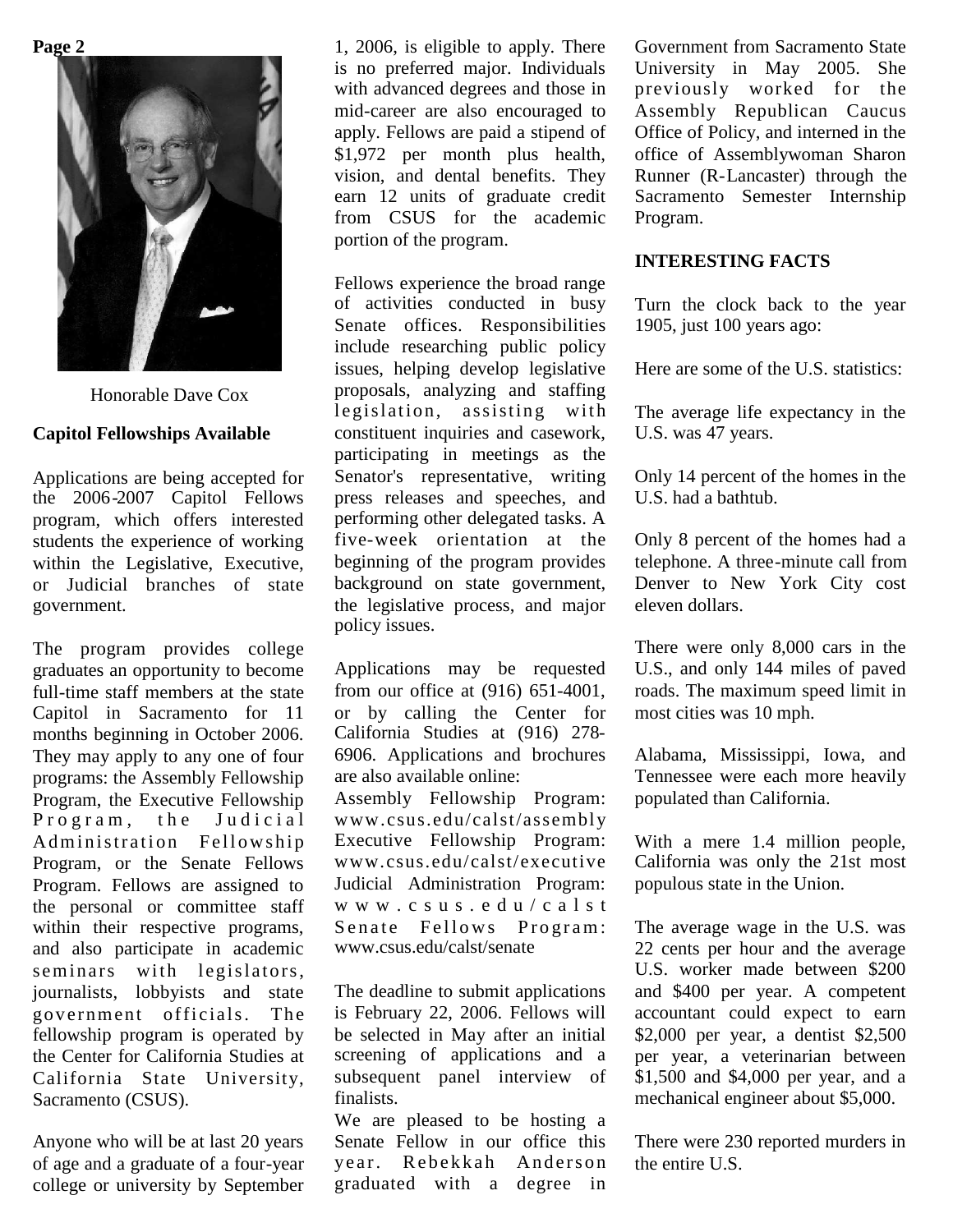Honorable Dave Cox

## Capitol Fellowships Available

Applications are being accepted for the 2006-2007 Capitol Fellows program, which offers interested students the experience of working within the Legislative, Executive, or Judicial branches of state government.

The program provides college graduates an opportunity to become full-time staff members at the state Capitol in Sacramento for 11 months beginning in October 2006. They may apply to any one of four programs: the Assembly Fellowship Program, the Executive Fellowship Program, the Judicial Administration Fellowship Program, or the Senate Fellows Program. Fellows are assigned to the personal or committee staff within their respective programs, and also participate in academic seminars with legislators, journalists, lobbyists and state government officials. The fellowship program is operated by the Center for California Studies at California State University, Sacramento (CSUS).

Anyone who will be at last 20 years of age and a graduate of a four-year college or university by September 1, 2006, is eligible to apply. There is no preferred major. Individuals with advanced degrees and those in mid-career are also encouraged to apply. Fellows are paid a stipend of $1,972 per month plus health, vision, and dental benefits. They earn 12 units of graduate credit from CSUS for the academic portion of the program.

Fellows experience the broad range of activities conducted in busy Senate offices. Responsibilities include researching public policy issues, helping develop legislative proposals, analyzing and staffing legislation, assisting with constituent inquiries and casework, participating in meetings as the Senator's representative, writing press releases and speeches, and performing other delegated tasks. A five-week orientation at the beginning of the program provides background on state government, the legislative process, and major policy issues.

Applications may be requested from our office at (916) 651-4001, or by calling the Center for California Studies at (916) 278-6906. Applications and brochures are also available online:

Assembly Fellowship Program: www.csus.edu/calst/assembly
Executive Fellowship Program: www.csus.edu/calst/executive
Judicial Administration Program: www.csus.edu/calst
Senate Fellows Program: www.csus.edu/calst/senate

The deadline to submit applications is February 22, 2006. Fellows will be selected in May after an initial screening of applications and a subsequent panel interview of finalists.

We are pleased to be hosting a Senate Fellow in our office this year. Rebekkah Anderson graduated with a degree in Government from Sacramento State University in May 2005. She previously worked for the Assembly Republican Caucus Office of Policy, and interned in the office of Assemblywoman Sharon Runner (R-Lancaster) through the Sacramento Semester Internship Program.

## INTERESTING FACTS

Turn the clock back to the year 1905, just 100 years ago:

Here are some of the U.S. statistics:

The average life expectancy in the U.S. was 47 years.

Only 14 percent of the homes in the U.S. had a bathtub.

Only 8 percent of the homes had a telephone. A three-minute call from Denver to New York City cost eleven dollars.

There were only 8,000 cars in the U.S., and only 144 miles of paved roads. The maximum speed limit in most cities was 10 mph.

Alabama, Mississippi, Iowa, and Tennessee were each more heavily populated than California.

With a mere 1.4 million people, California was only the 21st most populous state in the Union.

The average wage in the U.S. was 22 cents per hour and the average U.S. worker made between $200 and $400 per year. A competent accountant could expect to earn $2,000 per year, a dentist $2,500 per year, a veterinarian between $1,500 and $4,000 per year, and a mechanical engineer about $5,000.

There were 230 reported murders in the entire U.S.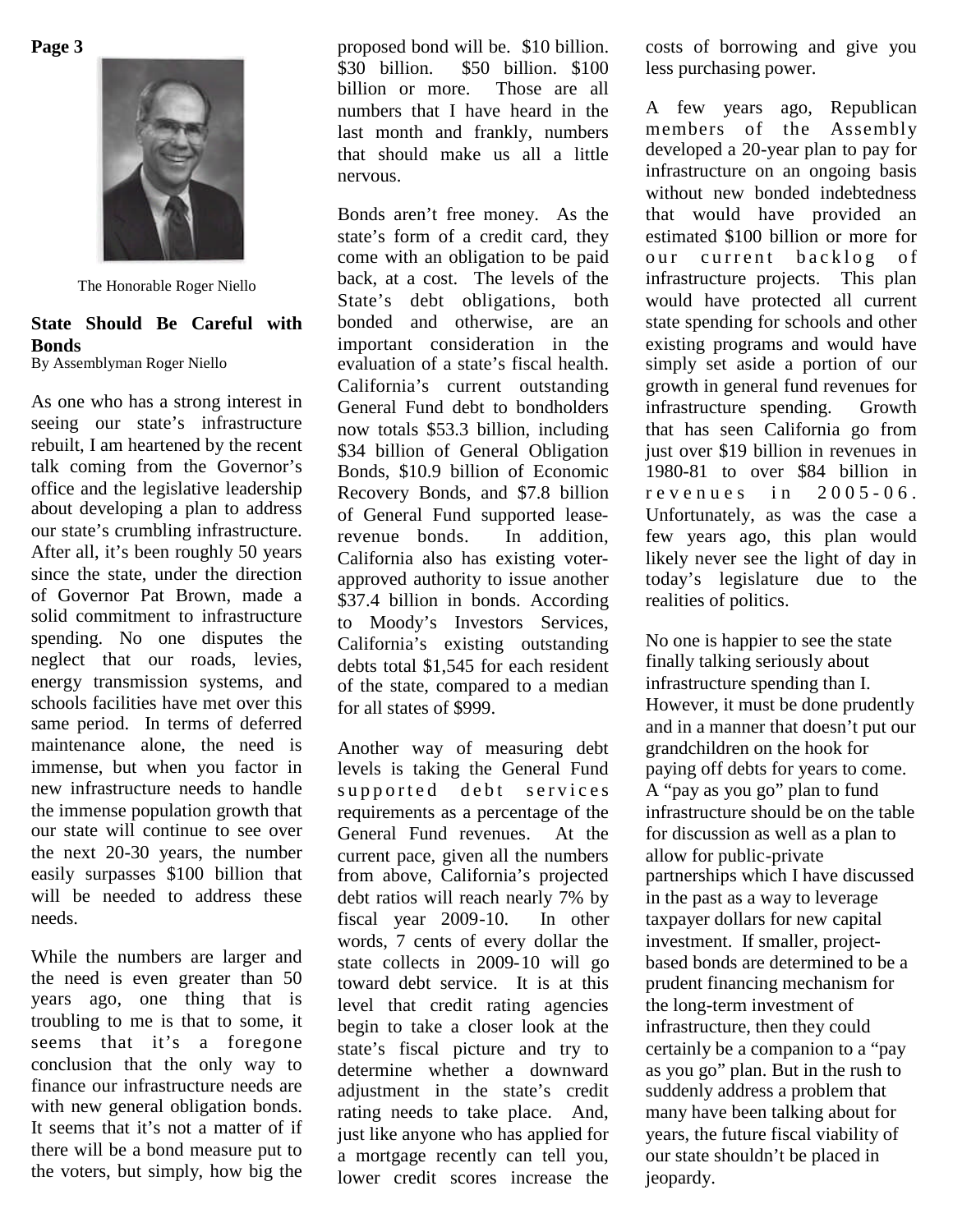The Honorable Roger Niello

## State Should Be Careful with Bonds

By Assemblyman Roger Niello

As one who has a strong interest in seeing our state's infrastructure rebuilt, I am heartened by the recent talk coming from the Governor's office and the legislative leadership about developing a plan to address our state's crumbling infrastructure. After all, it's been roughly 50 years since the state, under the direction of Governor Pat Brown, made a solid commitment to infrastructure spending. No one disputes the neglect that our roads, levies, energy transmission systems, and schools facilities have met over this same period. In terms of deferred maintenance alone, the need is immense, but when you factor in new infrastructure needs to handle the immense population growth that our state will continue to see over the next 20-30 years, the number easily surpasses $100 billion that will be needed to address these needs.

While the numbers are larger and the need is even greater than 50 years ago, one thing that is troubling to me is that to some, it seems that it's a foregone conclusion that the only way to finance our infrastructure needs are with new general obligation bonds. It seems that it's not a matter of if there will be a bond measure put to the voters, but simply, how big the proposed bond will be. $10 billion. $30 billion. $50 billion. $100 billion or more. Those are all numbers that I have heard in the last month and frankly, numbers that should make us all a little nervous.

Bonds aren't free money. As the state's form of a credit card, they come with an obligation to be paid back, at a cost. The levels of the State's debt obligations, both bonded and otherwise, are an important consideration in the evaluation of a state's fiscal health. California's current outstanding General Fund debt to bondholders now totals $53.3 billion, including $34 billion of General Obligation Bonds, $10.9 billion of Economic Recovery Bonds, and $7.8 billion of General Fund supported lease-revenue bonds. In addition, California also has existing voter-approved authority to issue another $37.4 billion in bonds. According to Moody's Investors Services, California's existing outstanding debts total $1,545 for each resident of the state, compared to a median for all states of $999.

Another way of measuring debt levels is taking the General Fund supported debt services requirements as a percentage of the General Fund revenues. At the current pace, given all the numbers from above, California's projected debt ratios will reach nearly 7% by fiscal year 2009-10. In other words, 7 cents of every dollar the state collects in 2009-10 will go toward debt service. It is at this level that credit rating agencies begin to take a closer look at the state's fiscal picture and try to determine whether a downward adjustment in the state's credit rating needs to take place. And, just like anyone who has applied for a mortgage recently can tell you, lower credit scores increase the costs of borrowing and give you less purchasing power.

A few years ago, Republican members of the Assembly developed a 20-year plan to pay for infrastructure on an ongoing basis without new bonded indebtedness that would have provided an estimated $100 billion or more for our current backlog of infrastructure projects. This plan would have protected all current state spending for schools and other existing programs and would have simply set aside a portion of our growth in general fund revenues for infrastructure spending. Growth that has seen California go from just over $19 billion in revenues in 1980-81 to over $84 billion in revenues in 2005-06. Unfortunately, as was the case a few years ago, this plan would likely never see the light of day in today's legislature due to the realities of politics.

No one is happier to see the state finally talking seriously about infrastructure spending than I. However, it must be done prudently and in a manner that doesn't put our grandchildren on the hook for paying off debts for years to come. A "pay as you go" plan to fund infrastructure should be on the table for discussion as well as a plan to allow for public-private partnerships which I have discussed in the past as a way to leverage taxpayer dollars for new capital investment. If smaller, project-based bonds are determined to be a prudent financing mechanism for the long-term investment of infrastructure, then they could certainly be a companion to a "pay as you go" plan. But in the rush to suddenly address a problem that many have been talking about for years, the future fiscal viability of our state shouldn't be placed in jeopardy.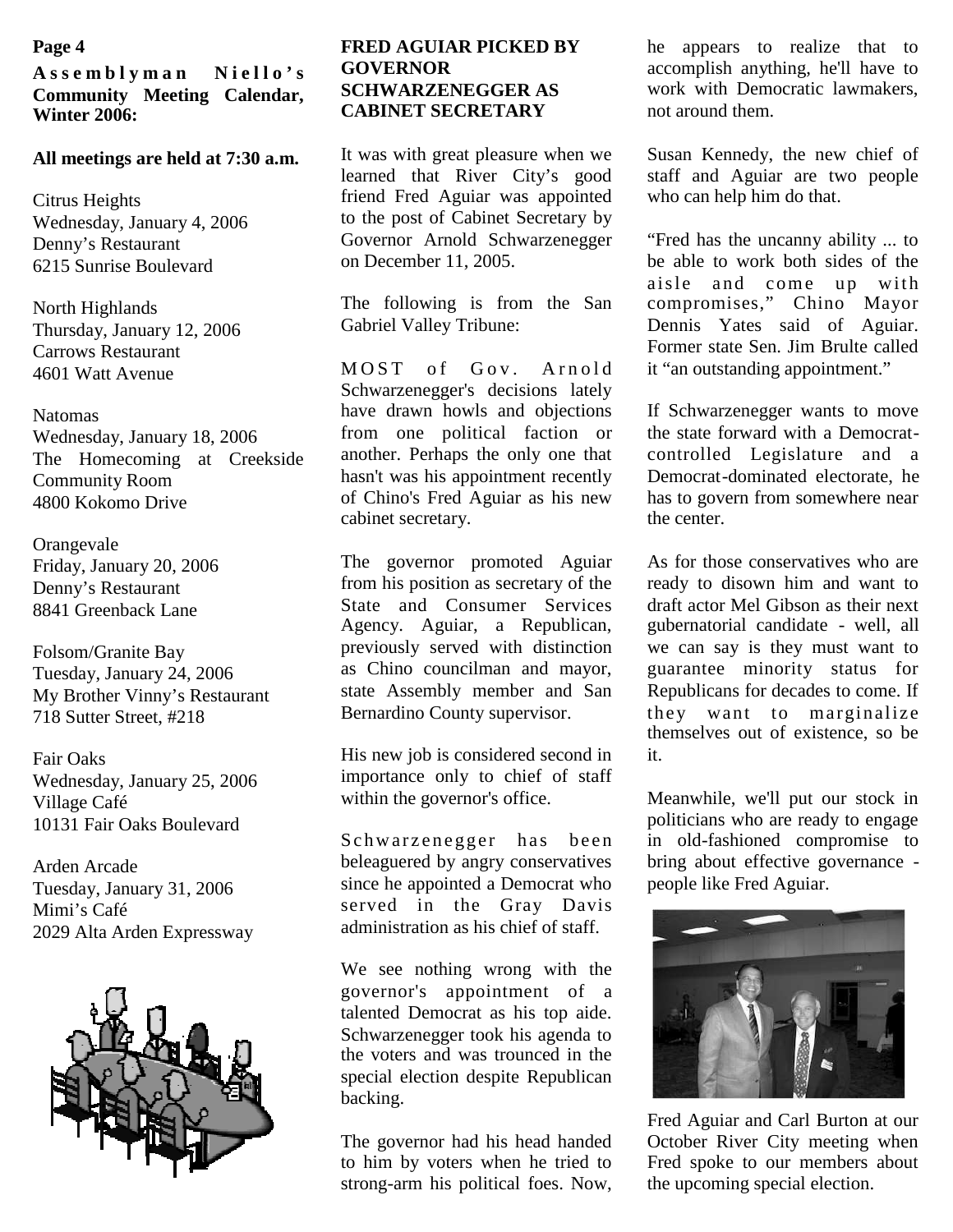**Assemblyman Niello's Community Meeting Calendar, Winter 2006:**

**All meetings are held at 7:30 a.m.**

Citrus Heights
Wednesday, January 4, 2006
Denny's Restaurant
6215 Sunrise Boulevard

North Highlands
Thursday, January 12, 2006
Carrows Restaurant
4601 Watt Avenue

Natomas
Wednesday, January 18, 2006
The Homecoming at Creekside Community Room
4800 Kokomo Drive

Orangevale
Friday, January 20, 2006
Denny's Restaurant
8841 Greenback Lane

Folsom/Granite Bay
Tuesday, January 24, 2006
My Brother Vinny's Restaurant
718 Sutter Street, #218

Fair Oaks
Wednesday, January 25, 2006
Village Café
10131 Fair Oaks Boulevard

Arden Arcade
Tuesday, January 31, 2006
Mimi's Café
2029 Alta Arden Expressway

## FRED AGUIAR PICKED BY GOVERNOR SCHWARZENEGGER AS CABINET SECRETARY

It was with great pleasure when we learned that River City's good friend Fred Aguiar was appointed to the post of Cabinet Secretary by Governor Arnold Schwarzenegger on December 11, 2005.

The following is from the San Gabriel Valley Tribune:

MOST of Gov. Arnold Schwarzenegger's decisions lately have drawn howls and objections from one political faction or another. Perhaps the only one that hasn't was his appointment recently of Chino's Fred Aguiar as his new cabinet secretary.

The governor promoted Aguiar from his position as secretary of the State and Consumer Services Agency. Aguiar, a Republican, previously served with distinction as Chino councilman and mayor, state Assembly member and San Bernardino County supervisor.

His new job is considered second in importance only to chief of staff within the governor's office.

Schwarzenegger has been beleaguered by angry conservatives since he appointed a Democrat who served in the Gray Davis administration as his chief of staff.

We see nothing wrong with the governor's appointment of a talented Democrat as his top aide. Schwarzenegger took his agenda to the voters and was trounced in the special election despite Republican backing.

The governor had his head handed to him by voters when he tried to strong-arm his political foes. Now, he appears to realize that to accomplish anything, he'll have to work with Democratic lawmakers, not around them.

Susan Kennedy, the new chief of staff and Aguiar are two people who can help him do that.

"Fred has the uncanny ability ... to be able to work both sides of the aisle and come up with compromises," Chino Mayor Dennis Yates said of Aguiar. Former state Sen. Jim Brulte called it "an outstanding appointment."

If Schwarzenegger wants to move the state forward with a Democrat-controlled Legislature and a Democrat-dominated electorate, he has to govern from somewhere near the center.

As for those conservatives who are ready to disown him and want to draft actor Mel Gibson as their next gubernatorial candidate - well, all we can say is they must want to guarantee minority status for Republicans for decades to come. If they want to marginalize themselves out of existence, so be it.

Meanwhile, we'll put our stock in politicians who are ready to engage in old-fashioned compromise to bring about effective governance - people like Fred Aguiar.

Fred Aguiar and Carl Burton at our October River City meeting when Fred spoke to our members about the upcoming special election.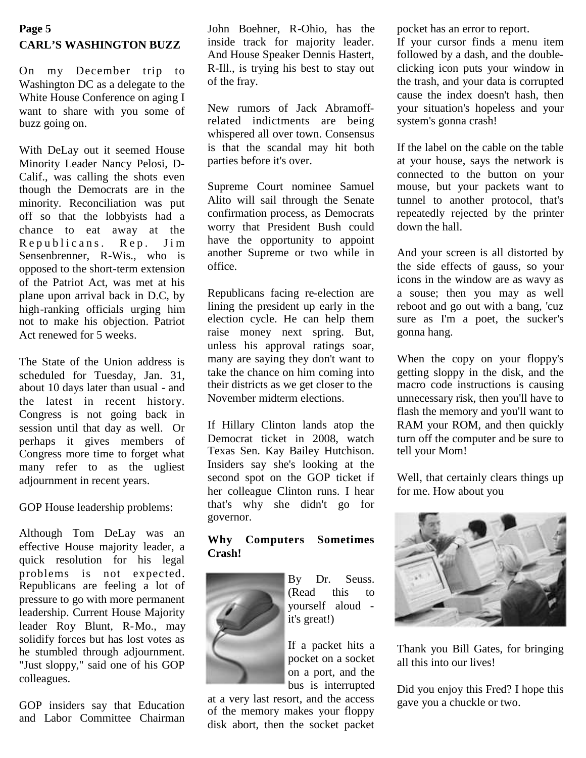**Page 5**

## CARL'S WASHINGTON BUZZ

On my December trip to Washington DC as a delegate to the White House Conference on aging I want to share with you some of buzz going on.

With DeLay out it seemed House Minority Leader Nancy Pelosi, D-Calif., was calling the shots even though the Democrats are in the minority. Reconciliation was put off so that the lobbyists had a chance to eat away at the Republicans. Rep. Jim Sensenbrenner, R-Wis., who is opposed to the short-term extension of the Patriot Act, was met at his plane upon arrival back in D.C, by high-ranking officials urging him not to make his objection. Patriot Act renewed for 5 weeks.

The State of the Union address is scheduled for Tuesday, Jan. 31, about 10 days later than usual - and the latest in recent history. Congress is not going back in session until that day as well. Or perhaps it gives members of Congress more time to forget what many refer to as the ugliest adjournment in recent years.

GOP House leadership problems:

Although Tom DeLay was an effective House majority leader, a quick resolution for his legal problems is not expected. Republicans are feeling a lot of pressure to go with more permanent leadership. Current House Majority leader Roy Blunt, R-Mo., may solidify forces but has lost votes as he stumbled through adjournment. "Just sloppy," said one of his GOP colleagues.

GOP insiders say that Education and Labor Committee Chairman John Boehner, R-Ohio, has the inside track for majority leader. And House Speaker Dennis Hastert, R-Ill., is trying his best to stay out of the fray.

New rumors of Jack Abramoff-related indictments are being whispered all over town. Consensus is that the scandal may hit both parties before it's over.

Supreme Court nominee Samuel Alito will sail through the Senate confirmation process, as Democrats worry that President Bush could have the opportunity to appoint another Supreme or two while in office.

Republicans facing re-election are lining the president up early in the election cycle. He can help them raise money next spring. But, unless his approval ratings soar, many are saying they don't want to take the chance on him coming into their districts as we get closer to the November midterm elections.

If Hillary Clinton lands atop the Democrat ticket in 2008, watch Texas Sen. Kay Bailey Hutchison. Insiders say she's looking at the second spot on the GOP ticket if her colleague Clinton runs. I hear that's why she didn't go for governor.

### Why Computers Sometimes Crash!

By Dr. Seuss. (Read this to yourself aloud - it's great!)

If a packet hits a pocket on a socket on a port, and the bus is interrupted at a very last resort, and the access of the memory makes your floppy disk abort, then the socket packet pocket has an error to report.

If your cursor finds a menu item followed by a dash, and the double-clicking icon puts your window in the trash, and your data is corrupted cause the index doesn't hash, then your situation's hopeless and your system's gonna crash!

If the label on the cable on the table at your house, says the network is connected to the button on your mouse, but your packets want to tunnel to another protocol, that's repeatedly rejected by the printer down the hall.

And your screen is all distorted by the side effects of gauss, so your icons in the window are as wavy as a souse; then you may as well reboot and go out with a bang, 'cuz sure as I'm a poet, the sucker's gonna hang.

When the copy on your floppy's getting sloppy in the disk, and the macro code instructions is causing unnecessary risk, then you'll have to flash the memory and you'll want to RAM your ROM, and then quickly turn off the computer and be sure to tell your Mom!

Well, that certainly clears things up for me. How about you

Thank you Bill Gates, for bringing all this into our lives!

Did you enjoy this Fred? I hope this gave you a chuckle or two.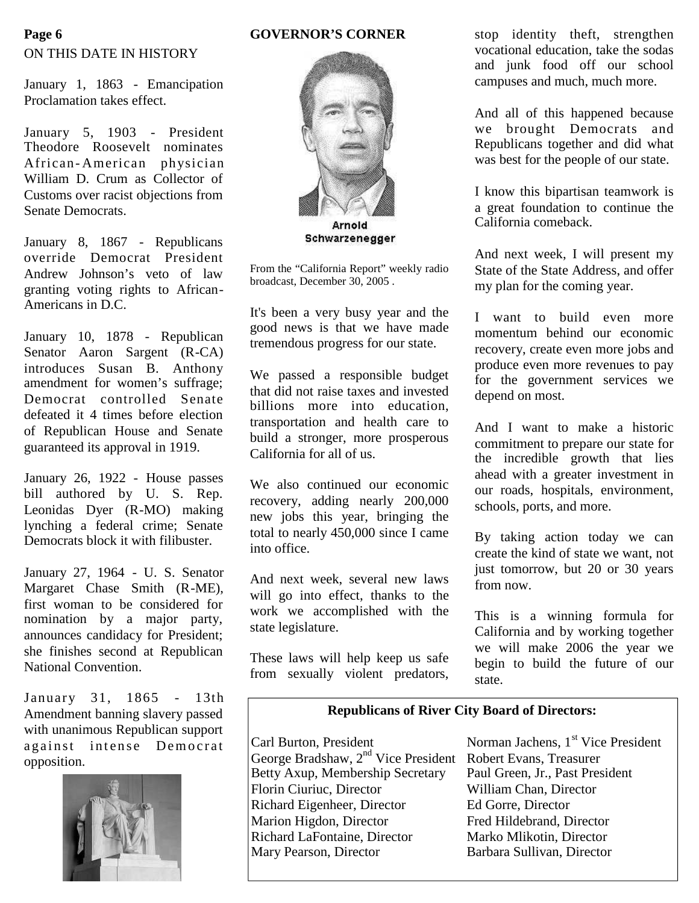## ON THIS DATE IN HISTORY

January 1, 1863 - Emancipation Proclamation takes effect.

January 5, 1903 - President Theodore Roosevelt nominates African-American physician William D. Crum as Collector of Customs over racist objections from Senate Democrats.

January 8, 1867 - Republicans override Democrat President Andrew Johnson's veto of law granting voting rights to African-Americans in D.C.

January 10, 1878 - Republican Senator Aaron Sargent (R-CA) introduces Susan B. Anthony amendment for women's suffrage; Democrat controlled Senate defeated it 4 times before election of Republican House and Senate guaranteed its approval in 1919.

January 26, 1922 - House passes bill authored by U. S. Rep. Leonidas Dyer (R-MO) making lynching a federal crime; Senate Democrats block it with filibuster.

January 27, 1964 - U. S. Senator Margaret Chase Smith (R-ME), first woman to be considered for nomination by a major party, announces candidacy for President; she finishes second at Republican National Convention.

January 31, 1865 - 13th Amendment banning slavery passed with unanimous Republican support against intense Democrat opposition.

## GOVERNOR'S CORNER

Arnold Schwarzenegger

From the "California Report" weekly radio broadcast, December 30, 2005 .

It's been a very busy year and the good news is that we have made tremendous progress for our state.

We passed a responsible budget that did not raise taxes and invested billions more into education, transportation and health care to build a stronger, more prosperous California for all of us.

We also continued our economic recovery, adding nearly 200,000 new jobs this year, bringing the total to nearly 450,000 since I came into office.

And next week, several new laws will go into effect, thanks to the work we accomplished with the state legislature.

These laws will help keep us safe from sexually violent predators, stop identity theft, strengthen vocational education, take the sodas and junk food off our school campuses and much, much more.

And all of this happened because we brought Democrats and Republicans together and did what was best for the people of our state.

I know this bipartisan teamwork is a great foundation to continue the California comeback.

And next week, I will present my State of the State Address, and offer my plan for the coming year.

I want to build even more momentum behind our economic recovery, create even more jobs and produce even more revenues to pay for the government services we depend on most.

And I want to make a historic commitment to prepare our state for the incredible growth that lies ahead with a greater investment in our roads, hospitals, environment, schools, ports, and more.

By taking action today we can create the kind of state we want, not just tomorrow, but 20 or 30 years from now.

This is a winning formula for California and by working together we will make 2006 the year we begin to build the future of our state.

### Republicans of River City Board of Directors:

Carl Burton, President
Norman Jachens, 1st Vice President
George Bradshaw, 2nd Vice President
Robert Evans, Treasurer
Betty Axup, Membership Secretary
Paul Green, Jr., Past President
Florin Ciuriuc, Director
William Chan, Director
Richard Eigenheer, Director
Ed Gorre, Director
Marion Higdon, Director
Fred Hildebrand, Director
Richard LaFontaine, Director
Marko Mlikotin, Director
Mary Pearson, Director
Barbara Sullivan, Director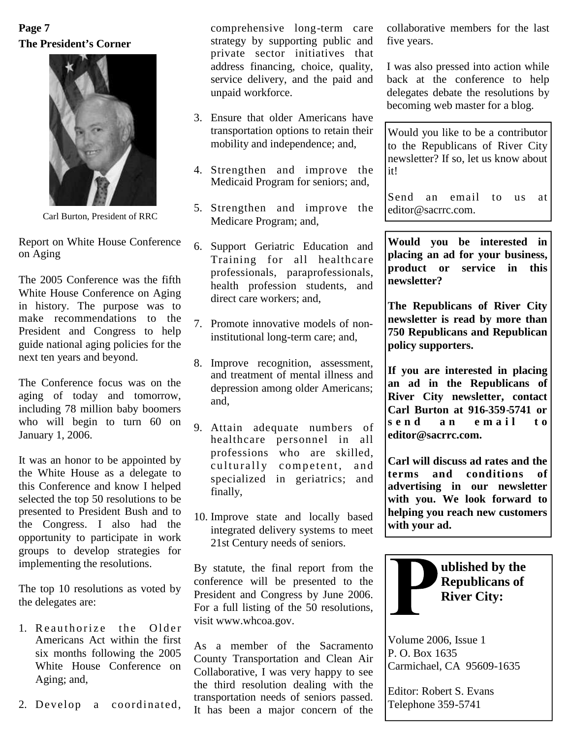## The President's Corner

Carl Burton, President of RRC

Report on White House Conference on Aging

The 2005 Conference was the fifth White House Conference on Aging in history. The purpose was to make recommendations to the President and Congress to help guide national aging policies for the next ten years and beyond.

The Conference focus was on the aging of today and tomorrow, including 78 million baby boomers who will begin to turn 60 on January 1, 2006.

It was an honor to be appointed by the White House as a delegate to this Conference and know I helped selected the top 50 resolutions to be presented to President Bush and to the Congress. I also had the opportunity to participate in work groups to develop strategies for implementing the resolutions.

The top 10 resolutions as voted by the delegates are:

1. Reauthorize the Older Americans Act within the first six months following the 2005 White House Conference on Aging; and,
2. Develop a coordinated, comprehensive long-term care strategy by supporting public and private sector initiatives that address financing, choice, quality, service delivery, and the paid and unpaid workforce.
3. Ensure that older Americans have transportation options to retain their mobility and independence; and,
4. Strengthen and improve the Medicaid Program for seniors; and,
5. Strengthen and improve the Medicare Program; and,
6. Support Geriatric Education and Training for all healthcare professionals, paraprofessionals, health profession students, and direct care workers; and,
7. Promote innovative models of non-institutional long-term care; and,
8. Improve recognition, assessment, and treatment of mental illness and depression among older Americans; and,
9. Attain adequate numbers of healthcare personnel in all professions who are skilled, culturally competent, and specialized in geriatrics; and finally,
10. Improve state and locally based integrated delivery systems to meet 21st Century needs of seniors.

By statute, the final report from the conference will be presented to the President and Congress by June 2006. For a full listing of the 50 resolutions, visit www.whcoa.gov.

As a member of the Sacramento County Transportation and Clean Air Collaborative, I was very happy to see the third resolution dealing with the transportation needs of seniors passed. It has been a major concern of the collaborative members for the last five years.

I was also pressed into action while back at the conference to help delegates debate the resolutions by becoming web master for a blog.

Would you like to be a contributor to the Republicans of River City newsletter? If so, let us know about it!

Send an email to us at editor@sacrrc.com.

**Would you be interested in placing an ad for your business, product or service in this newsletter?**

**The Republicans of River City newsletter is read by more than 750 Republicans and Republican policy supporters.**

**If you are interested in placing an ad in the Republicans of River City newsletter, contact Carl Burton at 916-359-5741 or send an email to editor@sacrrc.com.**

**Carl will discuss ad rates and the terms and conditions of advertising in our newsletter with you. We look forward to helping you reach new customers with your ad.**

**Published by the Republicans of River City:**

Volume 2006, Issue 1
P. O. Box 1635
Carmichael, CA 95609-1635

Editor: Robert S. Evans
Telephone 359-5741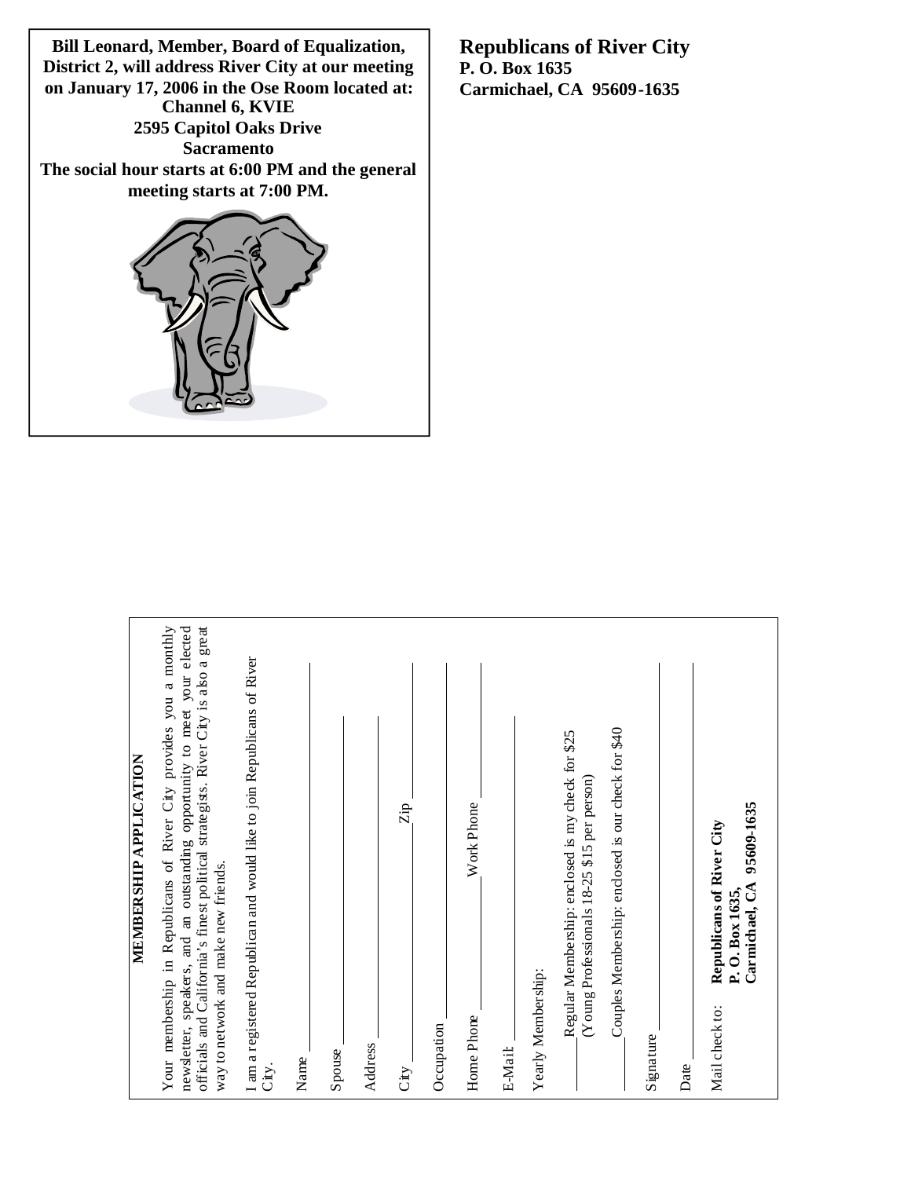**Bill Leonard, Member, Board of Equalization, District 2, will address River City at our meeting on January 17, 2006 in the Ose Room located at:**
**Channel 6, KVIE**
**2595 Capitol Oaks Drive**
**Sacramento**
**The social hour starts at 6:00 PM and the general meeting starts at 7:00 PM.**

**Republicans of River City**
**P. O. Box 1635**
**Carmichael, CA 95609-1635**

## MEMBERSHIP APPLICATION

Your membership in Republicans of River City provides you a monthly newsletter, speakers, and an outstanding opportunity to meet your elected officials and California's finest political strategists. River City is also a great way to network and make new friends.

I am a registered Republican and would like to join Republicans of River City.

Name ______________________

Spouse ______________________

Address ______________________

City ______________ Zip ______________

Occupation ______________________

Home Phone ______________ Work Phone ______________

E-Mail: ______________________

Yearly Membership:

______ Regular Membership: enclosed is my check for $25
(Young Professionals 18-25 $15 per person)

______ Couples Membership: enclosed is our check for $40

Signature ______________________

Date ______________________

Mail check to: **Republicans of River City**
**P. O. Box 1635,**
**Carmichael, CA 95609-1635**